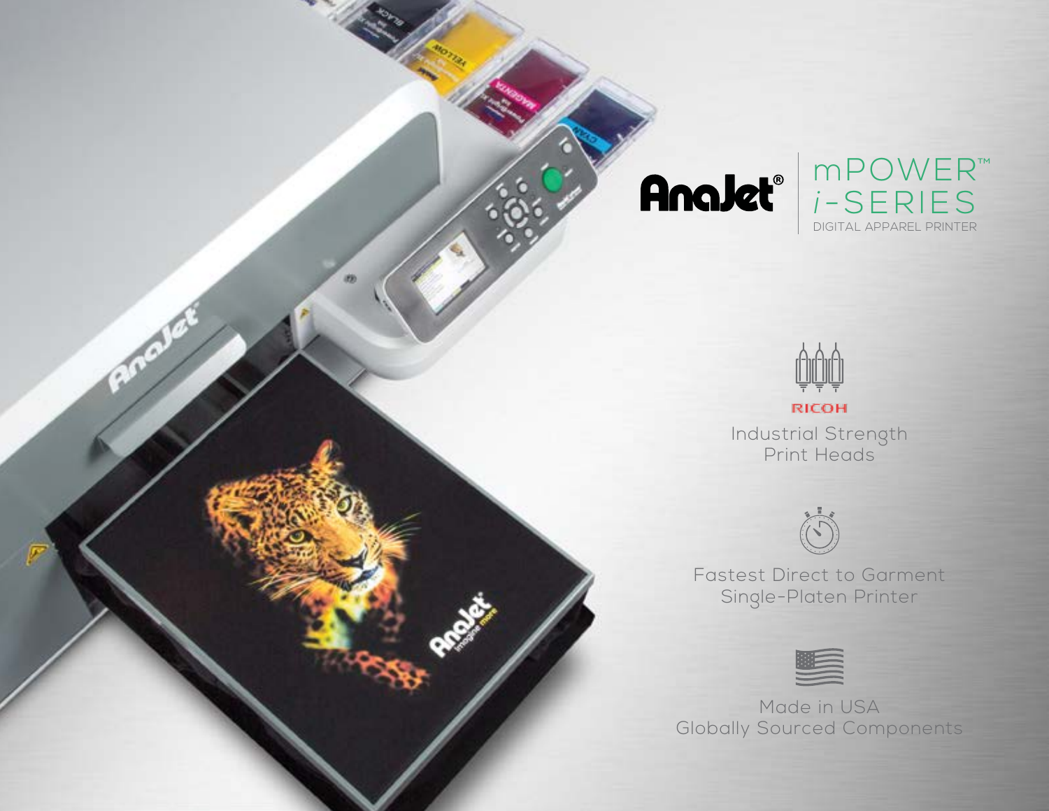# AnaJet® mPOWER™ *i*-SERIES

DIGITAL APPAREL PRINTER

RICOH

Industrial Strength Print Heads

Fastest Direct to Garment Single-Platen Printer

Made in USA Globally Sourced Components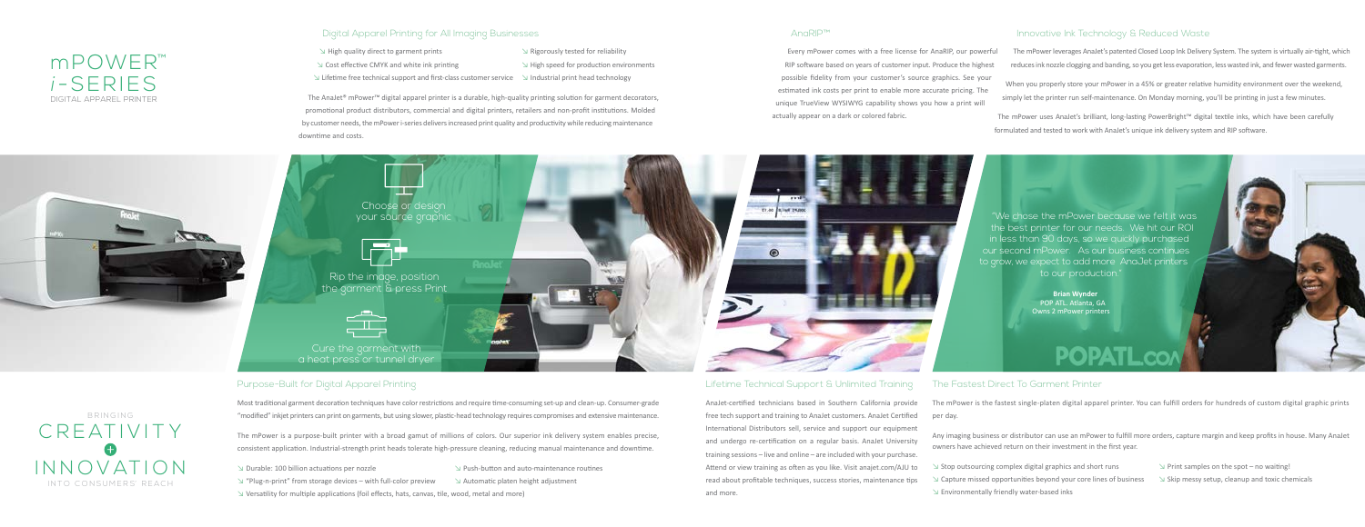# mPOWER™ *i*-SERIES

DIGITAL APPAREL PRINTER

## Digital Apparel Printing for All Imaging Businesses

- High quality direct to garment prints
- Cost effective CMYK and white ink printing
- Lifetime free technical support and first-class customer service
- Rigorously tested for reliability
- High speed for production environments
- Industrial print head technology

The AnaJet® mPower™ digital apparel printer is a durable, high-quality printing solution for garment decorators, promotional product distributors, commercial and digital printers, retailers and non-profit institutions. Molded by customer needs, the mPower i-series delivers increased print quality and productivity while reducing maintenance downtime and costs.

## AnaRIP™

Every mPower comes with a free license for AnaRIP, our powerful RIP software based on years of customer input. Produce the highest possible fidelity from your customer's source graphics. See your estimated ink costs per print to enable more accurate pricing. The unique TrueView WYSIWYG capability shows you how a print will actually appear on a dark or colored fabric.

## Innovative Ink Technology & Reduced Waste

The mPower leverages AnaJet's patented Closed Loop Ink Delivery System. The system is virtually air-tight, which reduces ink nozzle clogging and banding, so you get less evaporation, less wasted ink, and fewer wasted garments.

When you properly store your mPower in a 45% or greater relative humidity environment over the weekend, simply let the printer run self-maintenance. On Monday morning, you'll be printing in just a few minutes.

The mPower uses AnaJet's brilliant, long-lasting PowerBright™ digital textile inks, which have been carefully formulated and tested to work with AnaJet's unique ink delivery system and RIP software.

Choose or design your source graphic

Rip the image, position the garment & press Print

Cure the garment with a heat press or tunnel dryer

"We chose the mPower because we felt it was the best printer for our needs. We hit our ROI in less than 90 days, so we quickly purchased our second mPower. As our business continues to grow, we expect to add more AnaJet printers to our production."

**Brian Wynder**
**POP ATL, Atlanta, GA**
**Owns 2 mPower printers**

BRINGING CREATIVITY + INNOVATION INTO CONSUMERS' REACH

## Purpose-Built for Digital Apparel Printing

Most traditional garment decoration techniques have color restrictions and require time-consuming set-up and clean-up. Consumer-grade "modified" inkjet printers can print on garments, but using slower, plastic-head technology requires compromises and extensive maintenance.

The mPower is a purpose-built printer with a broad gamut of millions of colors. Our superior ink delivery system enables precise, consistent application. Industrial-strength print heads tolerate high-pressure cleaning, reducing manual maintenance and downtime.

- Durable: 100 billion actuations per nozzle
- "Plug-n-print" from storage devices – with full-color preview
- Versatility for multiple applications (foil effects, hats, canvas, tile, wood, metal and more)
- Push-button and auto-maintenance routines
- Automatic platen height adjustment

## Lifetime Technical Support & Unlimited Training

AnaJet-certified technicians based in Southern California provide free tech support and training to AnaJet customers. AnaJet Certified International Distributors sell, service and support our equipment and undergo re-certification on a regular basis. AnaJet University training sessions – live and online – are included with your purchase. Attend or view training as often as you like. Visit anajet.com/AJU to read about profitable techniques, success stories, maintenance tips and more.

## The Fastest Direct To Garment Printer

The mPower is the fastest single-platen digital apparel printer. You can fulfill orders for hundreds of custom digital graphic prints per day.

Any imaging business or distributor can use an mPower to fulfill more orders, capture margin and keep profits in house. Many AnaJet owners have achieved return on their investment in the first year.

- Stop outsourcing complex digital graphics and short runs
- Capture missed opportunities beyond your core lines of business
- Environmentally friendly water-based inks
- Print samples on the spot – no waiting!
- Skip messy setup, cleanup and toxic chemicals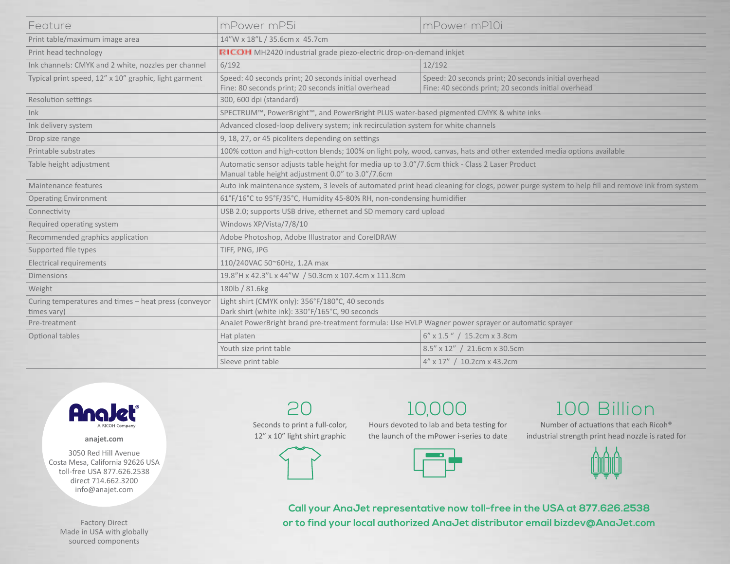| Feature | mPower mP5i | mPower mP10i |
|---|---|---|
| Print table/maximum image area | 14"W x 18"L / 35.6cm x 45.7cm | |
| Print head technology | RICOH MH2420 industrial grade piezo-electric drop-on-demand inkjet | |
| Ink channels: CMYK and 2 white, nozzles per channel | 6/192 | 12/192 |
| Typical print speed, 12" x 10" graphic, light garment | Speed: 40 seconds print; 20 seconds initial overhead<br>Fine: 80 seconds print; 20 seconds initial overhead | Speed: 20 seconds print; 20 seconds initial overhead<br>Fine: 40 seconds print; 20 seconds initial overhead |
| Resolution settings | 300, 600 dpi (standard) | |
| Ink | SPECTRUM™, PowerBright™, and PowerBright PLUS water-based pigmented CMYK & white inks | |
| Ink delivery system | Advanced closed-loop delivery system; ink recirculation system for white channels | |
| Drop size range | 9, 18, 27, or 45 picoliters depending on settings | |
| Printable substrates | 100% cotton and high-cotton blends; 100% on light poly, wood, canvas, hats and other extended media options available | |
| Table height adjustment | Automatic sensor adjusts table height for media up to 3.0"/7.6cm thick - Class 2 Laser Product<br>Manual table height adjustment 0.0" to 3.0"/7.6cm | |
| Maintenance features | Auto ink maintenance system, 3 levels of automated print head cleaning for clogs, power purge system to help fill and remove ink from system | |
| Operating Environment | 61°F/16°C to 95°F/35°C, Humidity 45-80% RH, non-condensing humidifier | |
| Connectivity | USB 2.0; supports USB drive, ethernet and SD memory card upload | |
| Required operating system | Windows XP/Vista/7/8/10 | |
| Recommended graphics application | Adobe Photoshop, Adobe Illustrator and CorelDRAW | |
| Supported file types | TIFF, PNG, JPG | |
| Electrical requirements | 110/240VAC 50~60Hz, 1.2A max | |
| Dimensions | 19.8"H x 42.3"L x 44"W / 50.3cm x 107.4cm x 111.8cm | |
| Weight | 180lb / 81.6kg | |
| Curing temperatures and times – heat press (conveyor times vary) | Light shirt (CMYK only): 356°F/180°C, 40 seconds<br>Dark shirt (white ink): 330°F/165°C, 90 seconds | |
| Pre-treatment | AnaJet PowerBright brand pre-treatment formula: Use HVLP Wagner power sprayer or automatic sprayer | |
| Optional tables | Hat platen | 6" x 1.5" / 15.2cm x 3.8cm |
| | Youth size print table | 8.5" x 12" / 21.6cm x 30.5cm |
| | Sleeve print table | 4" x 17" / 10.2cm x 43.2cm |

**AnaJet**
A RICOH Company

**anajet.com**

3050 Red Hill Avenue
Costa Mesa, California 92626 USA
toll-free USA 877.626.2538
direct 714.662.3200
info@anajet.com

Factory Direct
Made in USA with globally sourced components

## 20

Seconds to print a full-color, 12" x 10" light shirt graphic

## 10,000

Hours devoted to lab and beta testing for the launch of the mPower i-series to date

## 100 Billion

Number of actuations that each Ricoh® industrial strength print head nozzle is rated for

**Call your AnaJet representative now toll-free in the USA at 877.626.2538 or to find your local authorized AnaJet distributor email bizdev@AnaJet.com**